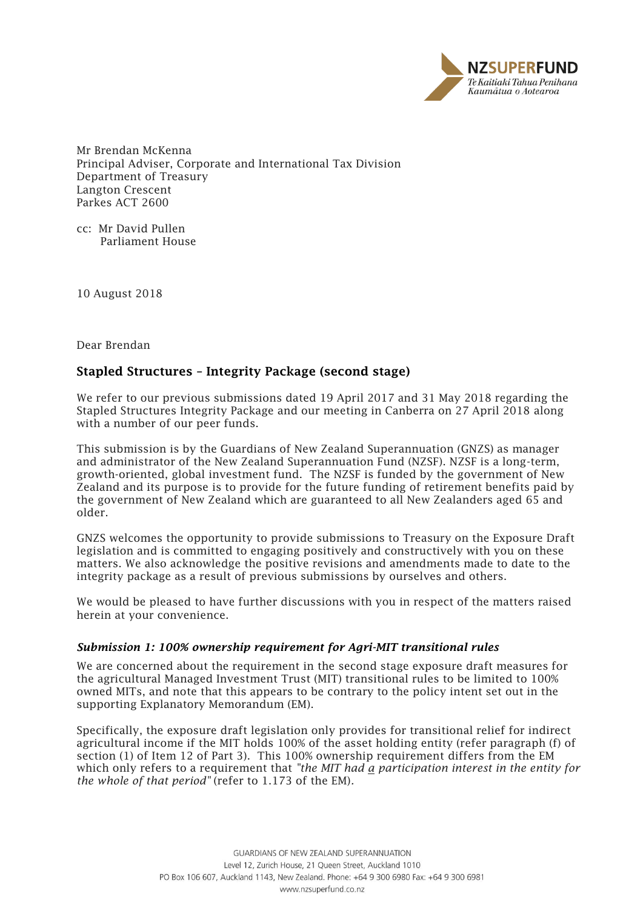NZSUPERFUND
Te Kaitiaki Tahua Penihana Kaumātua o Aotearoa

Mr Brendan McKenna
Principal Adviser, Corporate and International Tax Division
Department of Treasury
Langton Crescent
Parkes ACT 2600

cc: Mr David Pullen
Parliament House

10 August 2018

Dear Brendan

## Stapled Structures – Integrity Package (second stage)

We refer to our previous submissions dated 19 April 2017 and 31 May 2018 regarding the Stapled Structures Integrity Package and our meeting in Canberra on 27 April 2018 along with a number of our peer funds.

This submission is by the Guardians of New Zealand Superannuation (GNZS) as manager and administrator of the New Zealand Superannuation Fund (NZSF). NZSF is a long-term, growth-oriented, global investment fund. The NZSF is funded by the government of New Zealand and its purpose is to provide for the future funding of retirement benefits paid by the government of New Zealand which are guaranteed to all New Zealanders aged 65 and older.

GNZS welcomes the opportunity to provide submissions to Treasury on the Exposure Draft legislation and is committed to engaging positively and constructively with you on these matters. We also acknowledge the positive revisions and amendments made to date to the integrity package as a result of previous submissions by ourselves and others.

We would be pleased to have further discussions with you in respect of the matters raised herein at your convenience.

### *Submission 1: 100% ownership requirement for Agri-MIT transitional rules*

We are concerned about the requirement in the second stage exposure draft measures for the agricultural Managed Investment Trust (MIT) transitional rules to be limited to 100% owned MITs, and note that this appears to be contrary to the policy intent set out in the supporting Explanatory Memorandum (EM).

Specifically, the exposure draft legislation only provides for transitional relief for indirect agricultural income if the MIT holds 100% of the asset holding entity (refer paragraph (f) of section (1) of Item 12 of Part 3). This 100% ownership requirement differs from the EM which only refers to a requirement that *"the MIT had a participation interest in the entity for the whole of that period"* (refer to 1.173 of the EM).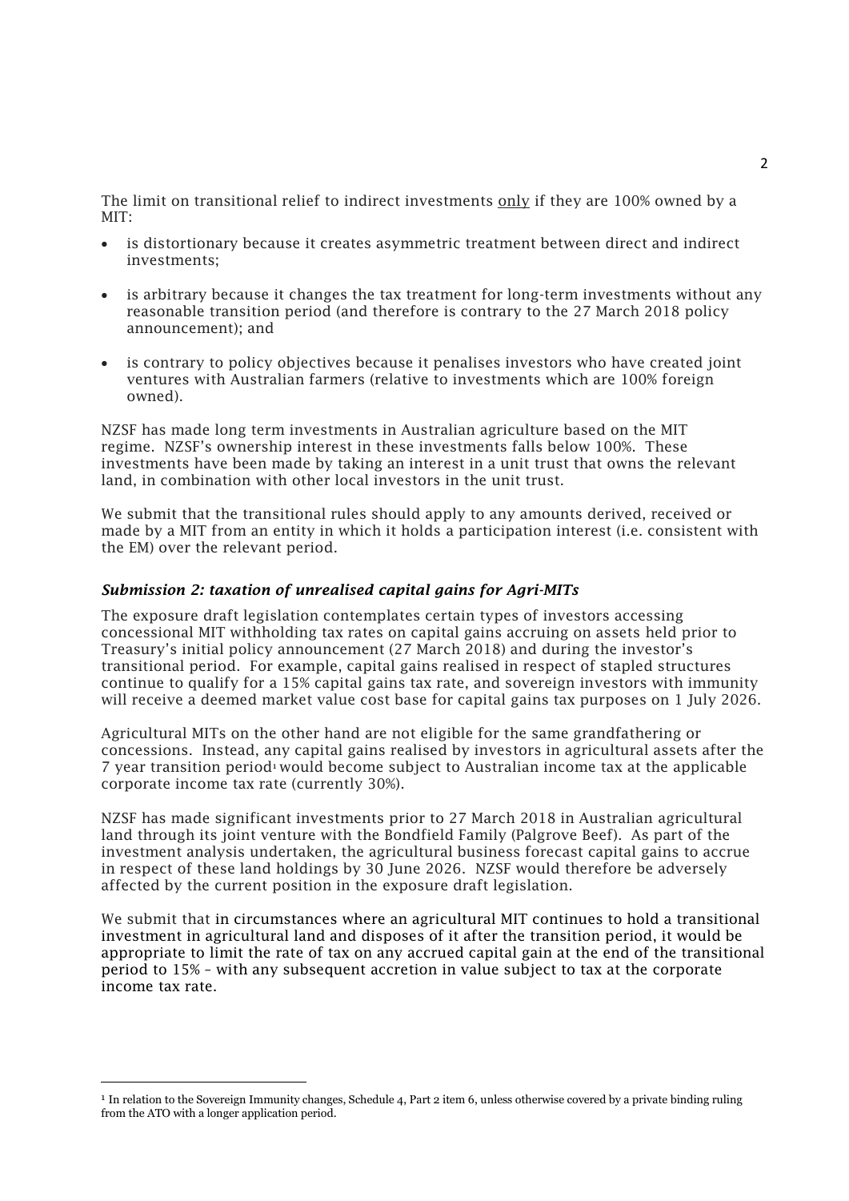The limit on transitional relief to indirect investments <u>only</u> if they are 100% owned by a MIT:

- is distortionary because it creates asymmetric treatment between direct and indirect investments;
- is arbitrary because it changes the tax treatment for long-term investments without any reasonable transition period (and therefore is contrary to the 27 March 2018 policy announcement); and
- is contrary to policy objectives because it penalises investors who have created joint ventures with Australian farmers (relative to investments which are 100% foreign owned).

NZSF has made long term investments in Australian agriculture based on the MIT regime. NZSF's ownership interest in these investments falls below 100%. These investments have been made by taking an interest in a unit trust that owns the relevant land, in combination with other local investors in the unit trust.

We submit that the transitional rules should apply to any amounts derived, received or made by a MIT from an entity in which it holds a participation interest (i.e. consistent with the EM) over the relevant period.

### *Submission 2: taxation of unrealised capital gains for Agri-MITs*

The exposure draft legislation contemplates certain types of investors accessing concessional MIT withholding tax rates on capital gains accruing on assets held prior to Treasury's initial policy announcement (27 March 2018) and during the investor's transitional period. For example, capital gains realised in respect of stapled structures continue to qualify for a 15% capital gains tax rate, and sovereign investors with immunity will receive a deemed market value cost base for capital gains tax purposes on 1 July 2026.

Agricultural MITs on the other hand are not eligible for the same grandfathering or concessions. Instead, any capital gains realised by investors in agricultural assets after the 7 year transition period[1] would become subject to Australian income tax at the applicable corporate income tax rate (currently 30%).

NZSF has made significant investments prior to 27 March 2018 in Australian agricultural land through its joint venture with the Bondfield Family (Palgrove Beef). As part of the investment analysis undertaken, the agricultural business forecast capital gains to accrue in respect of these land holdings by 30 June 2026. NZSF would therefore be adversely affected by the current position in the exposure draft legislation.

We submit that in circumstances where an agricultural MIT continues to hold a transitional investment in agricultural land and disposes of it after the transition period, it would be appropriate to limit the rate of tax on any accrued capital gain at the end of the transitional period to 15% – with any subsequent accretion in value subject to tax at the corporate income tax rate.

---

[1] In relation to the Sovereign Immunity changes, Schedule 4, Part 2 item 6, unless otherwise covered by a private binding ruling from the ATO with a longer application period.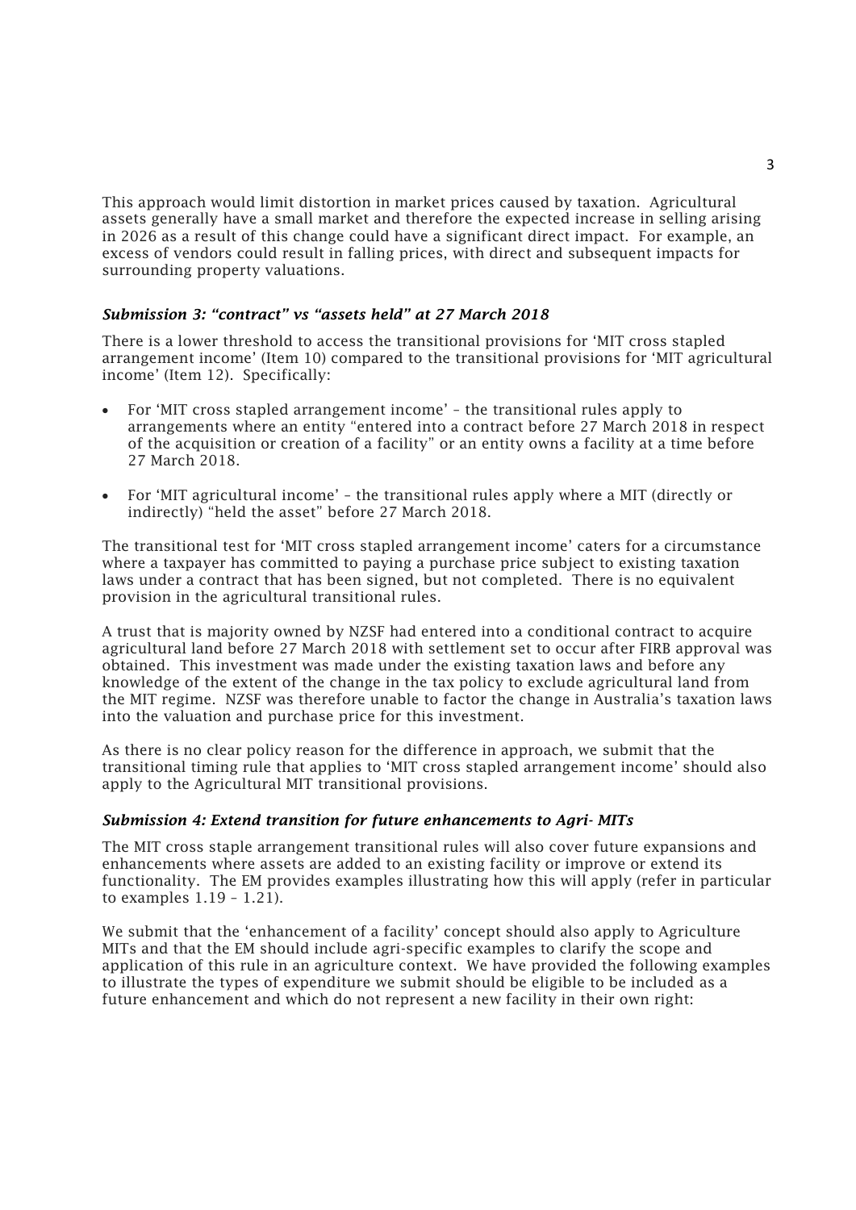This approach would limit distortion in market prices caused by taxation. Agricultural assets generally have a small market and therefore the expected increase in selling arising in 2026 as a result of this change could have a significant direct impact. For example, an excess of vendors could result in falling prices, with direct and subsequent impacts for surrounding property valuations.

### *Submission 3: "contract" vs "assets held" at 27 March 2018*

There is a lower threshold to access the transitional provisions for 'MIT cross stapled arrangement income' (Item 10) compared to the transitional provisions for 'MIT agricultural income' (Item 12). Specifically:

- For 'MIT cross stapled arrangement income' – the transitional rules apply to arrangements where an entity "entered into a contract before 27 March 2018 in respect of the acquisition or creation of a facility" or an entity owns a facility at a time before 27 March 2018.
- For 'MIT agricultural income' – the transitional rules apply where a MIT (directly or indirectly) "held the asset" before 27 March 2018.

The transitional test for 'MIT cross stapled arrangement income' caters for a circumstance where a taxpayer has committed to paying a purchase price subject to existing taxation laws under a contract that has been signed, but not completed. There is no equivalent provision in the agricultural transitional rules.

A trust that is majority owned by NZSF had entered into a conditional contract to acquire agricultural land before 27 March 2018 with settlement set to occur after FIRB approval was obtained. This investment was made under the existing taxation laws and before any knowledge of the extent of the change in the tax policy to exclude agricultural land from the MIT regime. NZSF was therefore unable to factor the change in Australia's taxation laws into the valuation and purchase price for this investment.

As there is no clear policy reason for the difference in approach, we submit that the transitional timing rule that applies to 'MIT cross stapled arrangement income' should also apply to the Agricultural MIT transitional provisions.

### *Submission 4: Extend transition for future enhancements to Agri- MITs*

The MIT cross staple arrangement transitional rules will also cover future expansions and enhancements where assets are added to an existing facility or improve or extend its functionality. The EM provides examples illustrating how this will apply (refer in particular to examples 1.19 – 1.21).

We submit that the 'enhancement of a facility' concept should also apply to Agriculture MITs and that the EM should include agri-specific examples to clarify the scope and application of this rule in an agriculture context. We have provided the following examples to illustrate the types of expenditure we submit should be eligible to be included as a future enhancement and which do not represent a new facility in their own right: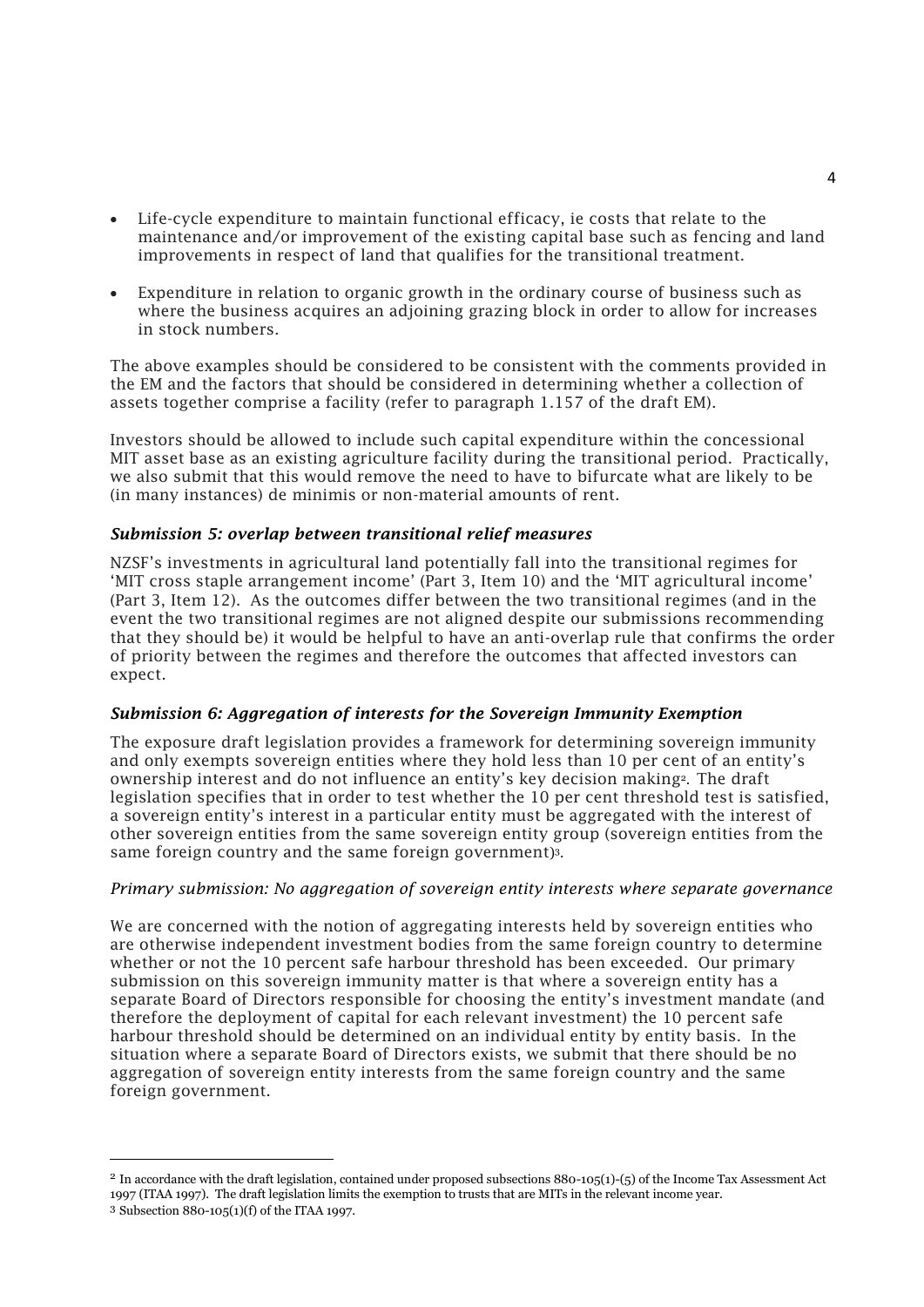- Life-cycle expenditure to maintain functional efficacy, ie costs that relate to the maintenance and/or improvement of the existing capital base such as fencing and land improvements in respect of land that qualifies for the transitional treatment.
- Expenditure in relation to organic growth in the ordinary course of business such as where the business acquires an adjoining grazing block in order to allow for increases in stock numbers.

The above examples should be considered to be consistent with the comments provided in the EM and the factors that should be considered in determining whether a collection of assets together comprise a facility (refer to paragraph 1.157 of the draft EM).

Investors should be allowed to include such capital expenditure within the concessional MIT asset base as an existing agriculture facility during the transitional period. Practically, we also submit that this would remove the need to have to bifurcate what are likely to be (in many instances) de minimis or non-material amounts of rent.

### *Submission 5: overlap between transitional relief measures*

NZSF's investments in agricultural land potentially fall into the transitional regimes for 'MIT cross staple arrangement income' (Part 3, Item 10) and the 'MIT agricultural income' (Part 3, Item 12). As the outcomes differ between the two transitional regimes (and in the event the two transitional regimes are not aligned despite our submissions recommending that they should be) it would be helpful to have an anti-overlap rule that confirms the order of priority between the regimes and therefore the outcomes that affected investors can expect.

### *Submission 6: Aggregation of interests for the Sovereign Immunity Exemption*

The exposure draft legislation provides a framework for determining sovereign immunity and only exempts sovereign entities where they hold less than 10 per cent of an entity's ownership interest and do not influence an entity's key decision making[2]. The draft legislation specifies that in order to test whether the 10 per cent threshold test is satisfied, a sovereign entity's interest in a particular entity must be aggregated with the interest of other sovereign entities from the same sovereign entity group (sovereign entities from the same foreign country and the same foreign government)[3].

*Primary submission: No aggregation of sovereign entity interests where separate governance*

We are concerned with the notion of aggregating interests held by sovereign entities who are otherwise independent investment bodies from the same foreign country to determine whether or not the 10 percent safe harbour threshold has been exceeded. Our primary submission on this sovereign immunity matter is that where a sovereign entity has a separate Board of Directors responsible for choosing the entity's investment mandate (and therefore the deployment of capital for each relevant investment) the 10 percent safe harbour threshold should be determined on an individual entity by entity basis. In the situation where a separate Board of Directors exists, we submit that there should be no aggregation of sovereign entity interests from the same foreign country and the same foreign government.

---

[2] In accordance with the draft legislation, contained under proposed subsections 880-105(1)-(5) of the Income Tax Assessment Act 1997 (ITAA 1997). The draft legislation limits the exemption to trusts that are MITs in the relevant income year.

[3] Subsection 880-105(1)(f) of the ITAA 1997.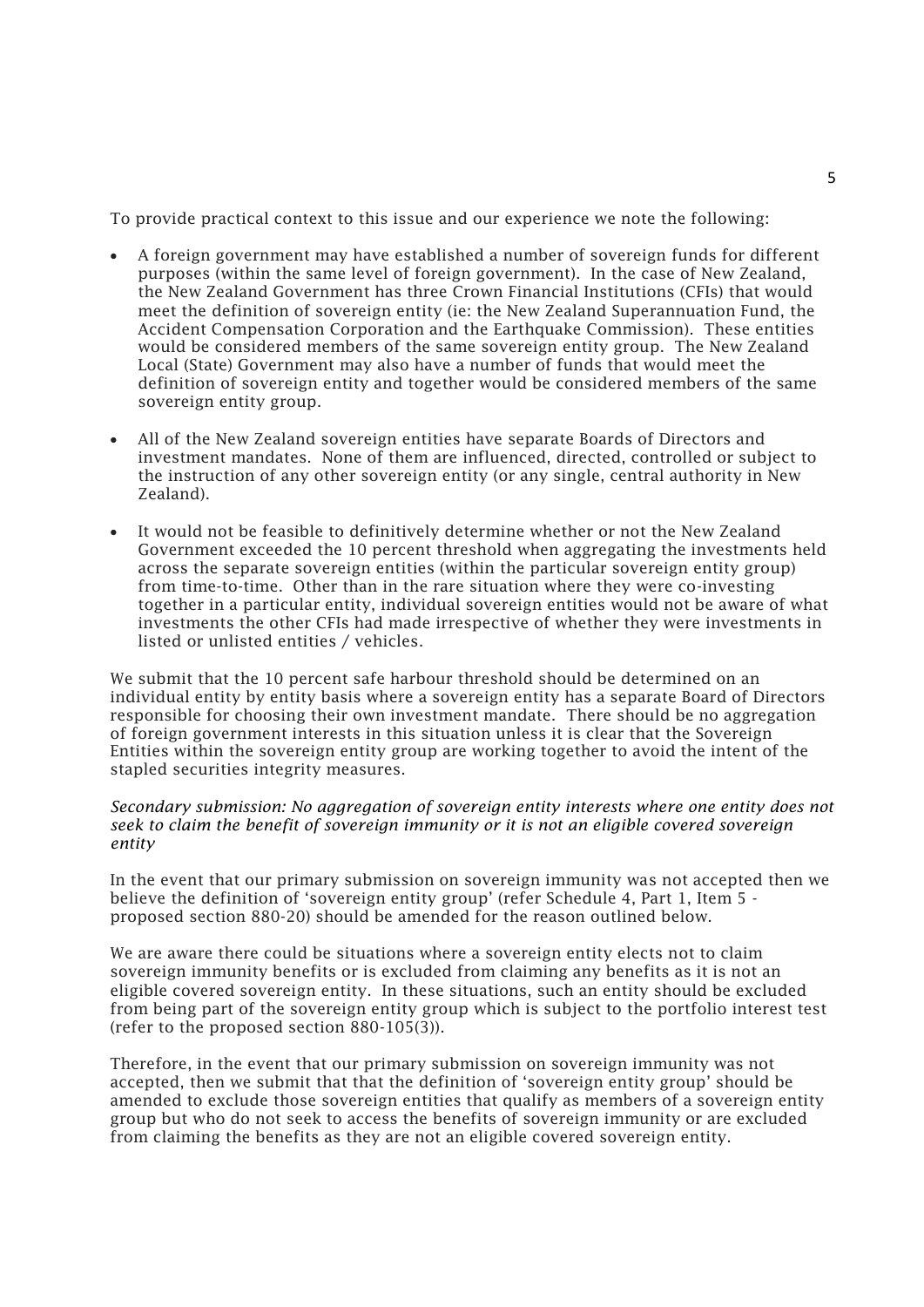To provide practical context to this issue and our experience we note the following:

- A foreign government may have established a number of sovereign funds for different purposes (within the same level of foreign government). In the case of New Zealand, the New Zealand Government has three Crown Financial Institutions (CFIs) that would meet the definition of sovereign entity (ie: the New Zealand Superannuation Fund, the Accident Compensation Corporation and the Earthquake Commission). These entities would be considered members of the same sovereign entity group. The New Zealand Local (State) Government may also have a number of funds that would meet the definition of sovereign entity and together would be considered members of the same sovereign entity group.

- All of the New Zealand sovereign entities have separate Boards of Directors and investment mandates. None of them are influenced, directed, controlled or subject to the instruction of any other sovereign entity (or any single, central authority in New Zealand).

- It would not be feasible to definitively determine whether or not the New Zealand Government exceeded the 10 percent threshold when aggregating the investments held across the separate sovereign entities (within the particular sovereign entity group) from time-to-time. Other than in the rare situation where they were co-investing together in a particular entity, individual sovereign entities would not be aware of what investments the other CFIs had made irrespective of whether they were investments in listed or unlisted entities / vehicles.

We submit that the 10 percent safe harbour threshold should be determined on an individual entity by entity basis where a sovereign entity has a separate Board of Directors responsible for choosing their own investment mandate. There should be no aggregation of foreign government interests in this situation unless it is clear that the Sovereign Entities within the sovereign entity group are working together to avoid the intent of the stapled securities integrity measures.

*Secondary submission: No aggregation of sovereign entity interests where one entity does not seek to claim the benefit of sovereign immunity or it is not an eligible covered sovereign entity*

In the event that our primary submission on sovereign immunity was not accepted then we believe the definition of 'sovereign entity group' (refer Schedule 4, Part 1, Item 5 - proposed section 880-20) should be amended for the reason outlined below.

We are aware there could be situations where a sovereign entity elects not to claim sovereign immunity benefits or is excluded from claiming any benefits as it is not an eligible covered sovereign entity. In these situations, such an entity should be excluded from being part of the sovereign entity group which is subject to the portfolio interest test (refer to the proposed section 880-105(3)).

Therefore, in the event that our primary submission on sovereign immunity was not accepted, then we submit that that the definition of 'sovereign entity group' should be amended to exclude those sovereign entities that qualify as members of a sovereign entity group but who do not seek to access the benefits of sovereign immunity or are excluded from claiming the benefits as they are not an eligible covered sovereign entity.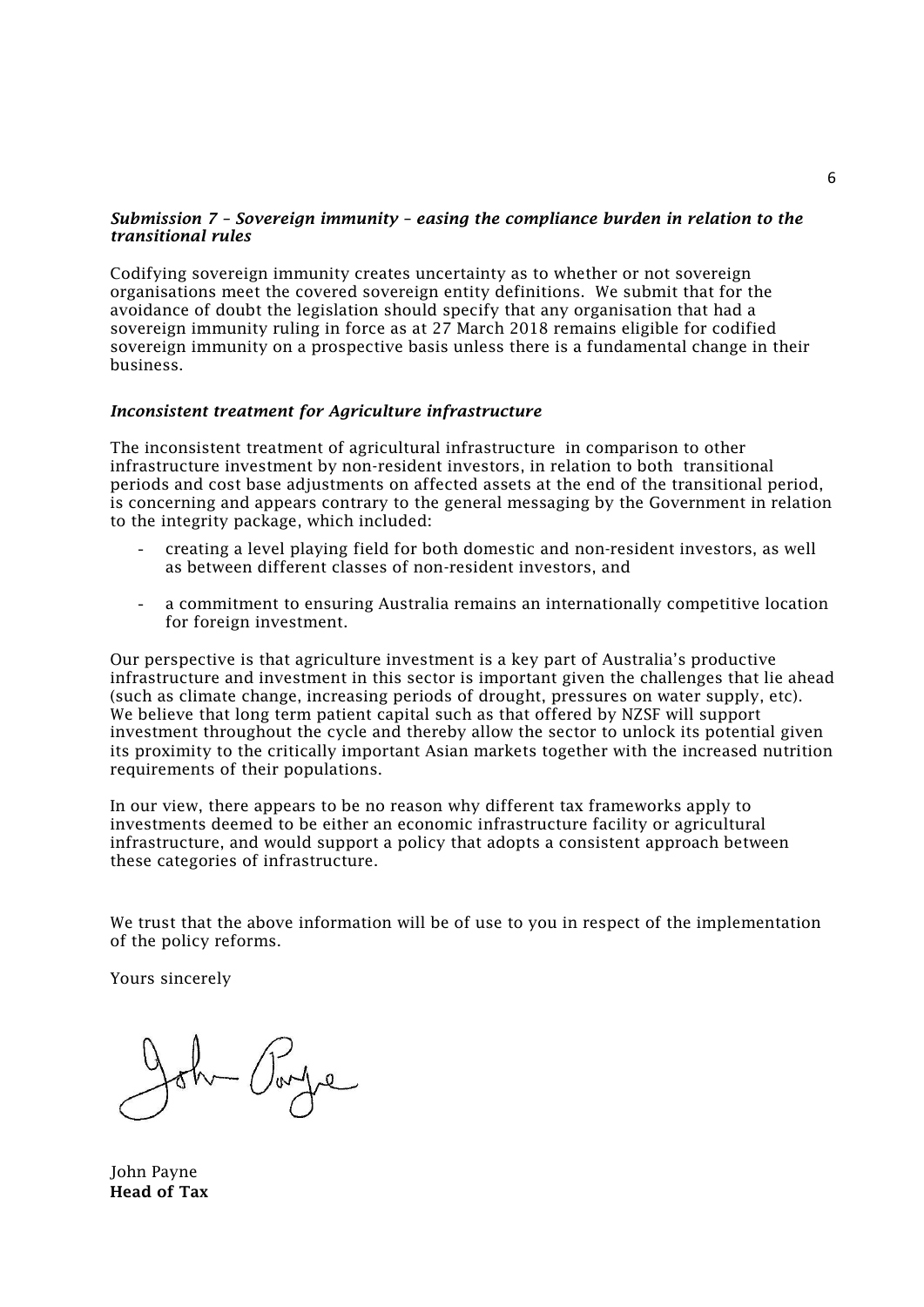***Submission 7 – Sovereign immunity – easing the compliance burden in relation to the transitional rules***

Codifying sovereign immunity creates uncertainty as to whether or not sovereign organisations meet the covered sovereign entity definitions. We submit that for the avoidance of doubt the legislation should specify that any organisation that had a sovereign immunity ruling in force as at 27 March 2018 remains eligible for codified sovereign immunity on a prospective basis unless there is a fundamental change in their business.

***Inconsistent treatment for Agriculture infrastructure***

The inconsistent treatment of agricultural infrastructure in comparison to other infrastructure investment by non-resident investors, in relation to both transitional periods and cost base adjustments on affected assets at the end of the transitional period, is concerning and appears contrary to the general messaging by the Government in relation to the integrity package, which included:

- creating a level playing field for both domestic and non-resident investors, as well as between different classes of non-resident investors, and
- a commitment to ensuring Australia remains an internationally competitive location for foreign investment.

Our perspective is that agriculture investment is a key part of Australia's productive infrastructure and investment in this sector is important given the challenges that lie ahead (such as climate change, increasing periods of drought, pressures on water supply, etc). We believe that long term patient capital such as that offered by NZSF will support investment throughout the cycle and thereby allow the sector to unlock its potential given its proximity to the critically important Asian markets together with the increased nutrition requirements of their populations.

In our view, there appears to be no reason why different tax frameworks apply to investments deemed to be either an economic infrastructure facility or agricultural infrastructure, and would support a policy that adopts a consistent approach between these categories of infrastructure.

We trust that the above information will be of use to you in respect of the implementation of the policy reforms.

Yours sincerely

John Payne
**Head of Tax**